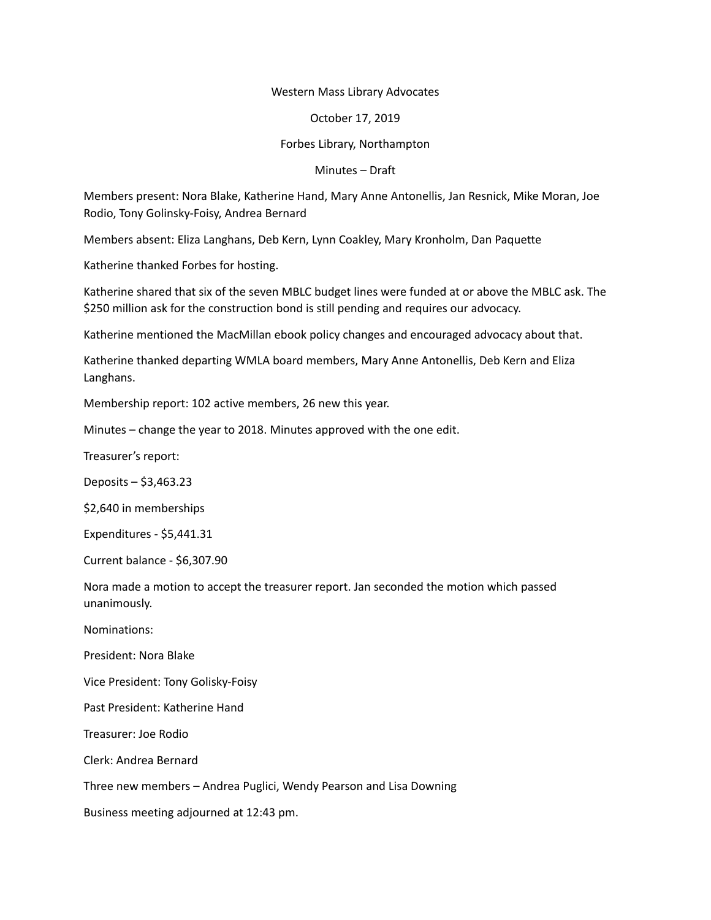Western Mass Library Advocates

October 17, 2019

Forbes Library, Northampton

Minutes – Draft

Members present: Nora Blake, Katherine Hand, Mary Anne Antonellis, Jan Resnick, Mike Moran, Joe Rodio, Tony Golinsky-Foisy, Andrea Bernard

Members absent: Eliza Langhans, Deb Kern, Lynn Coakley, Mary Kronholm, Dan Paquette

Katherine thanked Forbes for hosting.

Katherine shared that six of the seven MBLC budget lines were funded at or above the MBLC ask. The $250 million ask for the construction bond is still pending and requires our advocacy.

Katherine mentioned the MacMillan ebook policy changes and encouraged advocacy about that.

Katherine thanked departing WMLA board members, Mary Anne Antonellis, Deb Kern and Eliza Langhans.

Membership report: 102 active members, 26 new this year.

Minutes – change the year to 2018. Minutes approved with the one edit.

Treasurer's report:

Deposits – $3,463.23

$2,640 in memberships

Expenditures - $5,441.31

Current balance - $6,307.90

Nora made a motion to accept the treasurer report. Jan seconded the motion which passed unanimously.

Nominations:

President: Nora Blake

Vice President: Tony Golisky-Foisy

Past President: Katherine Hand

Treasurer: Joe Rodio

Clerk: Andrea Bernard

Three new members – Andrea Puglici, Wendy Pearson and Lisa Downing

Business meeting adjourned at 12:43 pm.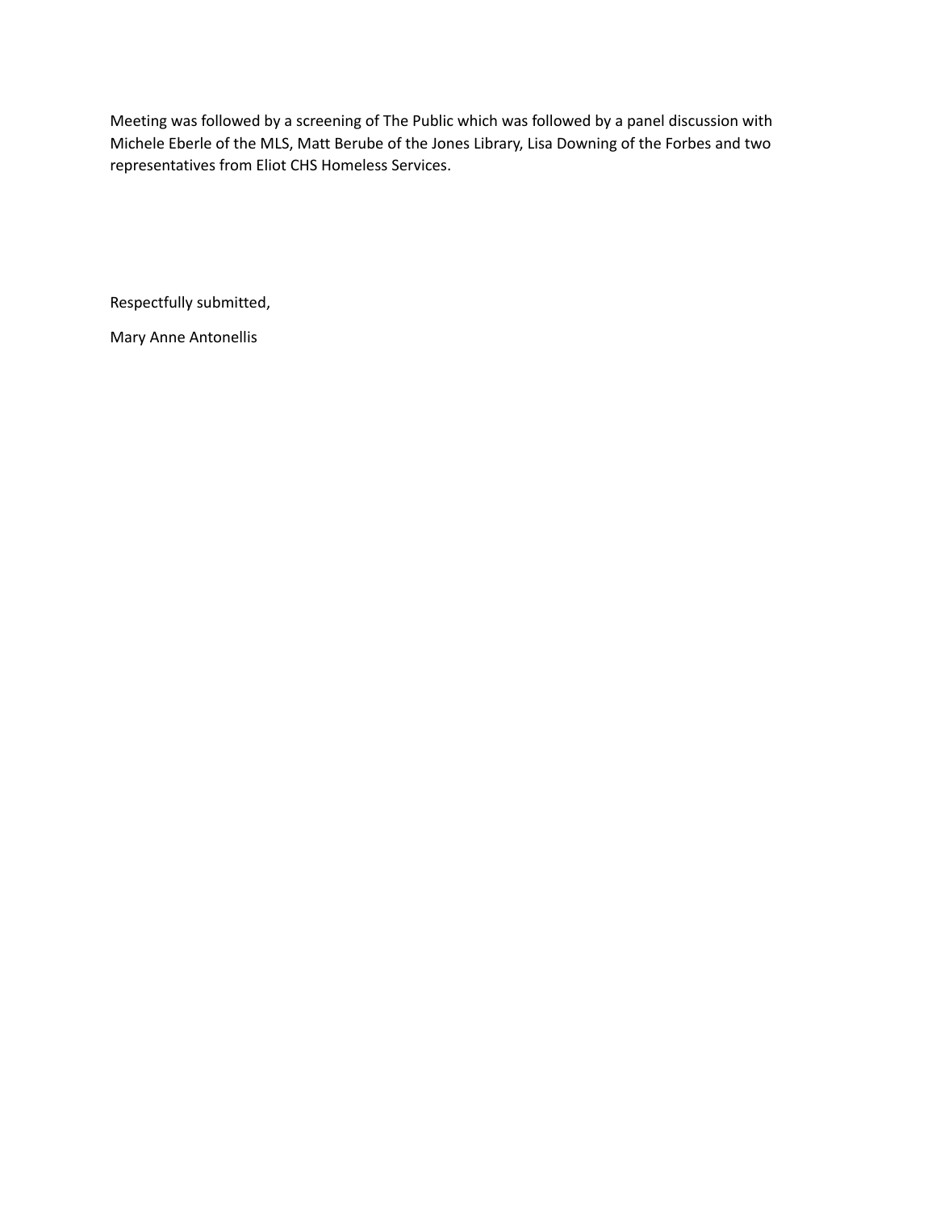Meeting was followed by a screening of The Public which was followed by a panel discussion with Michele Eberle of the MLS, Matt Berube of the Jones Library, Lisa Downing of the Forbes and two representatives from Eliot CHS Homeless Services.

Respectfully submitted,

Mary Anne Antonellis